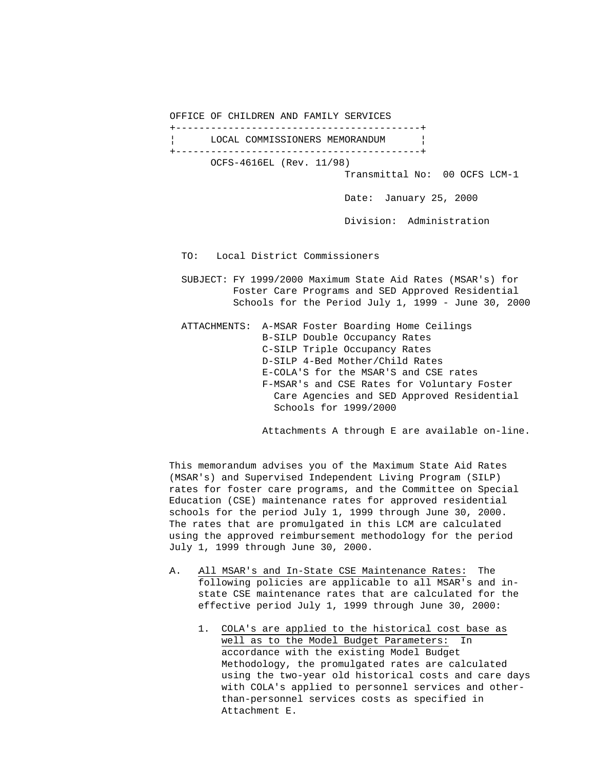OFFICE OF CHILDREN AND FAMILY SERVICES

**LOCAL COMMISSIONERS MEMORANDUM**

OCFS-4616EL (Rev. 11/98)

Transmittal No: 00 OCFS LCM-1

Date: January 25, 2000

Division: Administration

TO: Local District Commissioners

SUBJECT: FY 1999/2000 Maximum State Aid Rates (MSAR's) for Foster Care Programs and SED Approved Residential Schools for the Period July 1, 1999 - June 30, 2000

ATTACHMENTS:
- A-MSAR Foster Boarding Home Ceilings
- B-SILP Double Occupancy Rates
- C-SILP Triple Occupancy Rates
- D-SILP 4-Bed Mother/Child Rates
- E-COLA'S for the MSAR'S and CSE rates
- F-MSAR's and CSE Rates for Voluntary Foster Care Agencies and SED Approved Residential Schools for 1999/2000

Attachments A through E are available on-line.

This memorandum advises you of the Maximum State Aid Rates (MSAR's) and Supervised Independent Living Program (SILP) rates for foster care programs, and the Committee on Special Education (CSE) maintenance rates for approved residential schools for the period July 1, 1999 through June 30, 2000. The rates that are promulgated in this LCM are calculated using the approved reimbursement methodology for the period July 1, 1999 through June 30, 2000.

A. All MSAR's and In-State CSE Maintenance Rates: The following policies are applicable to all MSAR's and in-state CSE maintenance rates that are calculated for the effective period July 1, 1999 through June 30, 2000:

   1. COLA's are applied to the historical cost base as well as to the Model Budget Parameters: In accordance with the existing Model Budget Methodology, the promulgated rates are calculated using the two-year old historical costs and care days with COLA's applied to personnel services and other-than-personnel services costs as specified in Attachment E.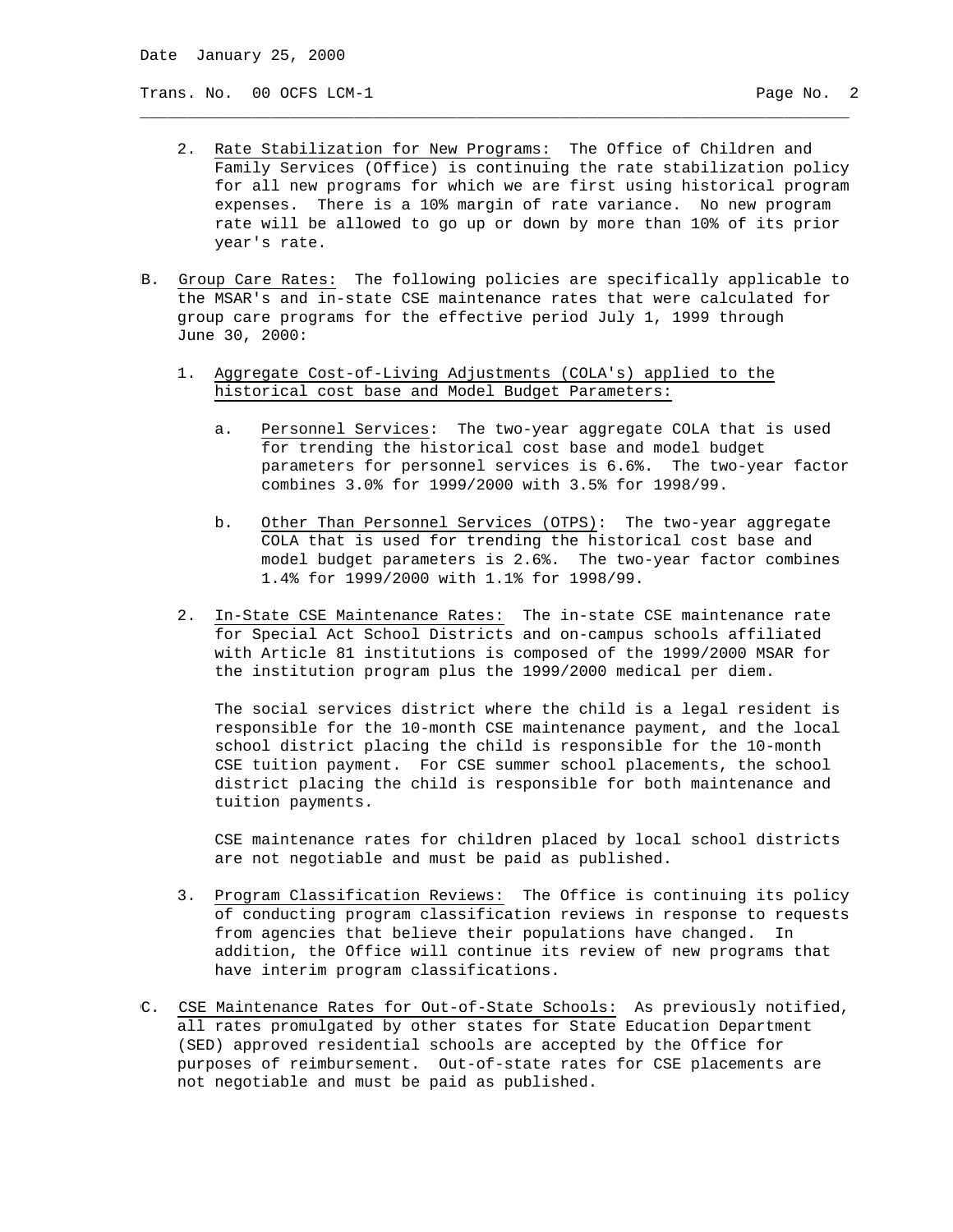2. Rate Stabilization for New Programs: The Office of Children and Family Services (Office) is continuing the rate stabilization policy for all new programs for which we are first using historical program expenses. There is a 10% margin of rate variance. No new program rate will be allowed to go up or down by more than 10% of its prior year's rate.

B. Group Care Rates: The following policies are specifically applicable to the MSAR's and in-state CSE maintenance rates that were calculated for group care programs for the effective period July 1, 1999 through June 30, 2000:

1. Aggregate Cost-of-Living Adjustments (COLA's) applied to the historical cost base and Model Budget Parameters:

   a. Personnel Services: The two-year aggregate COLA that is used for trending the historical cost base and model budget parameters for personnel services is 6.6%. The two-year factor combines 3.0% for 1999/2000 with 3.5% for 1998/99.

   b. Other Than Personnel Services (OTPS): The two-year aggregate COLA that is used for trending the historical cost base and model budget parameters is 2.6%. The two-year factor combines 1.4% for 1999/2000 with 1.1% for 1998/99.

2. In-State CSE Maintenance Rates: The in-state CSE maintenance rate for Special Act School Districts and on-campus schools affiliated with Article 81 institutions is composed of the 1999/2000 MSAR for the institution program plus the 1999/2000 medical per diem.

   The social services district where the child is a legal resident is responsible for the 10-month CSE maintenance payment, and the local school district placing the child is responsible for the 10-month CSE tuition payment. For CSE summer school placements, the school district placing the child is responsible for both maintenance and tuition payments.

   CSE maintenance rates for children placed by local school districts are not negotiable and must be paid as published.

3. Program Classification Reviews: The Office is continuing its policy of conducting program classification reviews in response to requests from agencies that believe their populations have changed. In addition, the Office will continue its review of new programs that have interim program classifications.

C. CSE Maintenance Rates for Out-of-State Schools: As previously notified, all rates promulgated by other states for State Education Department (SED) approved residential schools are accepted by the Office for purposes of reimbursement. Out-of-state rates for CSE placements are not negotiable and must be paid as published.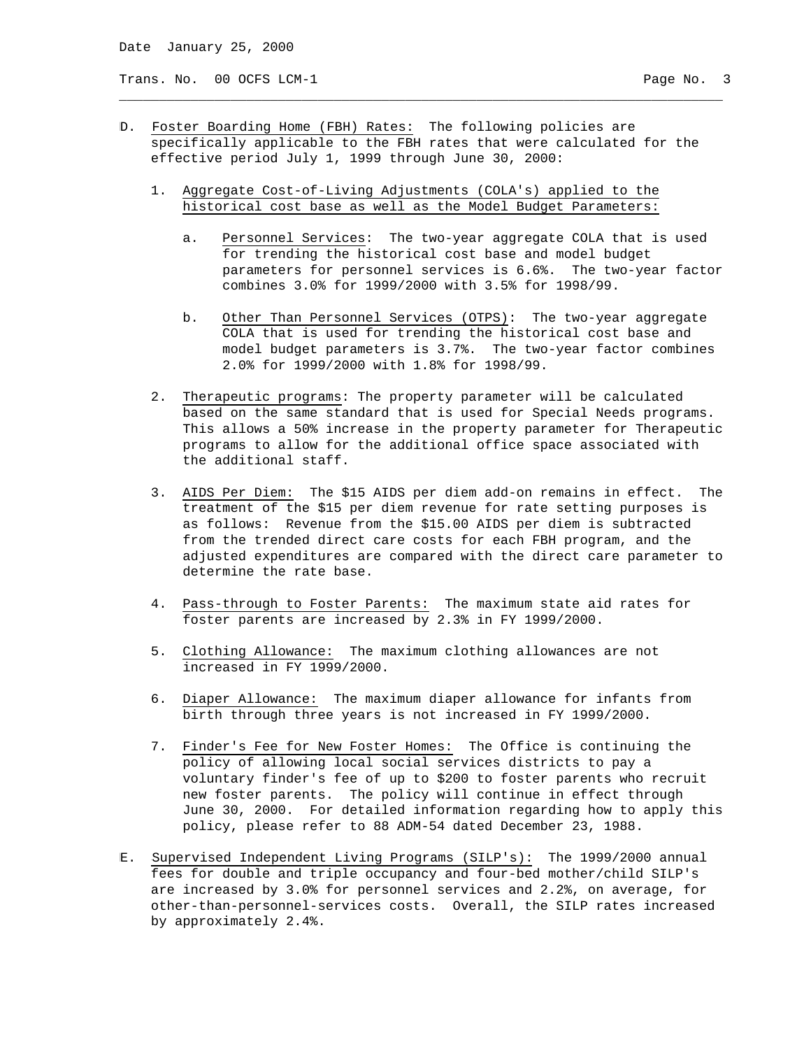D. Foster Boarding Home (FBH) Rates: The following policies are specifically applicable to the FBH rates that were calculated for the effective period July 1, 1999 through June 30, 2000:

   1. Aggregate Cost-of-Living Adjustments (COLA's) applied to the historical cost base as well as the Model Budget Parameters:

      a. Personnel Services: The two-year aggregate COLA that is used for trending the historical cost base and model budget parameters for personnel services is 6.6%. The two-year factor combines 3.0% for 1999/2000 with 3.5% for 1998/99.

      b. Other Than Personnel Services (OTPS): The two-year aggregate COLA that is used for trending the historical cost base and model budget parameters is 3.7%. The two-year factor combines 2.0% for 1999/2000 with 1.8% for 1998/99.

   2. Therapeutic programs: The property parameter will be calculated based on the same standard that is used for Special Needs programs. This allows a 50% increase in the property parameter for Therapeutic programs to allow for the additional office space associated with the additional staff.

   3. AIDS Per Diem: The $15 AIDS per diem add-on remains in effect. The treatment of the $15 per diem revenue for rate setting purposes is as follows: Revenue from the $15.00 AIDS per diem is subtracted from the trended direct care costs for each FBH program, and the adjusted expenditures are compared with the direct care parameter to determine the rate base.

   4. Pass-through to Foster Parents: The maximum state aid rates for foster parents are increased by 2.3% in FY 1999/2000.

   5. Clothing Allowance: The maximum clothing allowances are not increased in FY 1999/2000.

   6. Diaper Allowance: The maximum diaper allowance for infants from birth through three years is not increased in FY 1999/2000.

   7. Finder's Fee for New Foster Homes: The Office is continuing the policy of allowing local social services districts to pay a voluntary finder's fee of up to $200 to foster parents who recruit new foster parents. The policy will continue in effect through June 30, 2000. For detailed information regarding how to apply this policy, please refer to 88 ADM-54 dated December 23, 1988.

E. Supervised Independent Living Programs (SILP's): The 1999/2000 annual fees for double and triple occupancy and four-bed mother/child SILP's are increased by 3.0% for personnel services and 2.2%, on average, for other-than-personnel-services costs. Overall, the SILP rates increased by approximately 2.4%.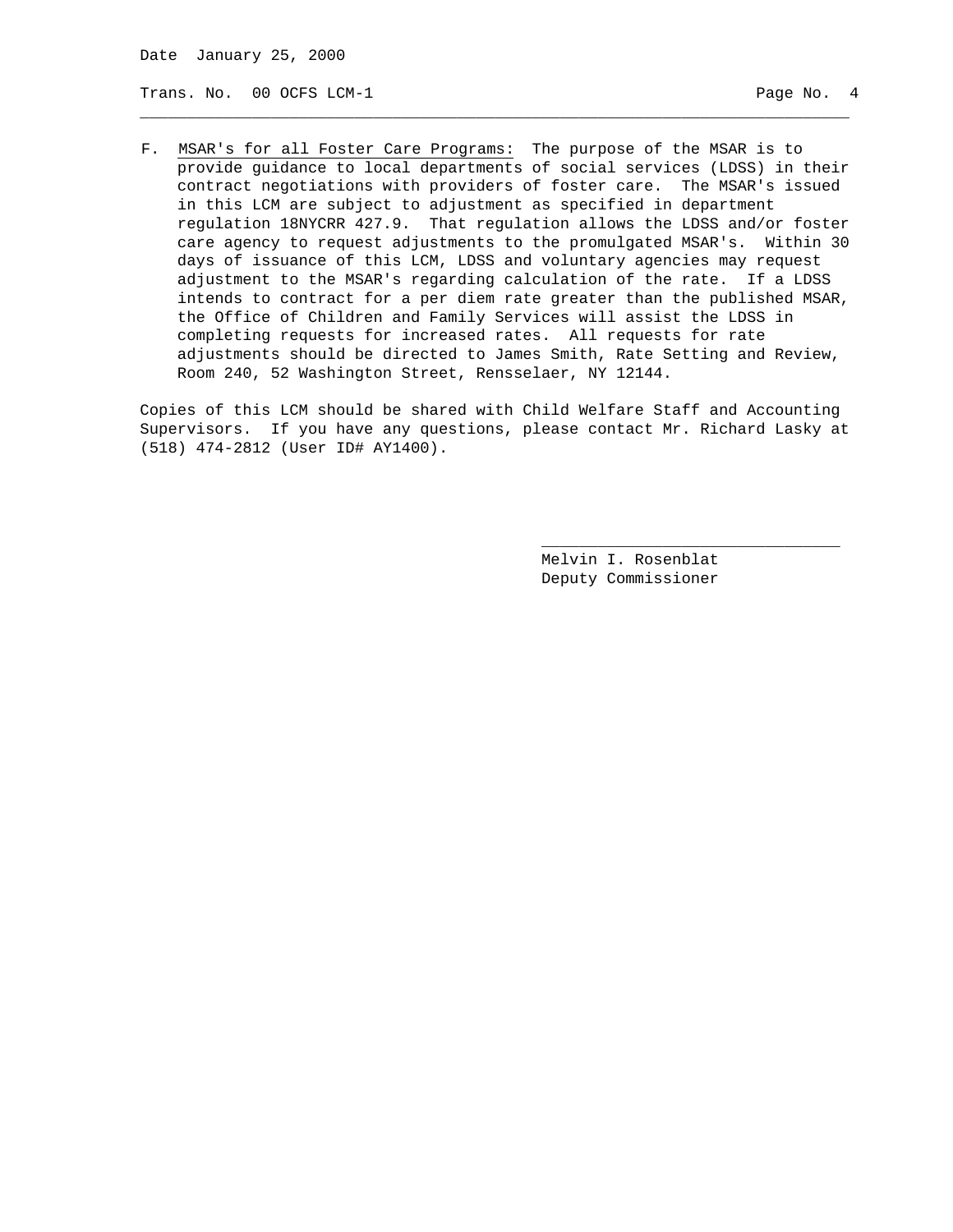F. <u>MSAR's for all Foster Care Programs:</u> The purpose of the MSAR is to provide guidance to local departments of social services (LDSS) in their contract negotiations with providers of foster care. The MSAR's issued in this LCM are subject to adjustment as specified in department regulation 18NYCRR 427.9. That regulation allows the LDSS and/or foster care agency to request adjustments to the promulgated MSAR's. Within 30 days of issuance of this LCM, LDSS and voluntary agencies may request adjustment to the MSAR's regarding calculation of the rate. If a LDSS intends to contract for a per diem rate greater than the published MSAR, the Office of Children and Family Services will assist the LDSS in completing requests for increased rates. All requests for rate adjustments should be directed to James Smith, Rate Setting and Review, Room 240, 52 Washington Street, Rensselaer, NY 12144.

Copies of this LCM should be shared with Child Welfare Staff and Accounting Supervisors. If you have any questions, please contact Mr. Richard Lasky at (518) 474-2812 (User ID# AY1400).

Melvin I. Rosenblat
Deputy Commissioner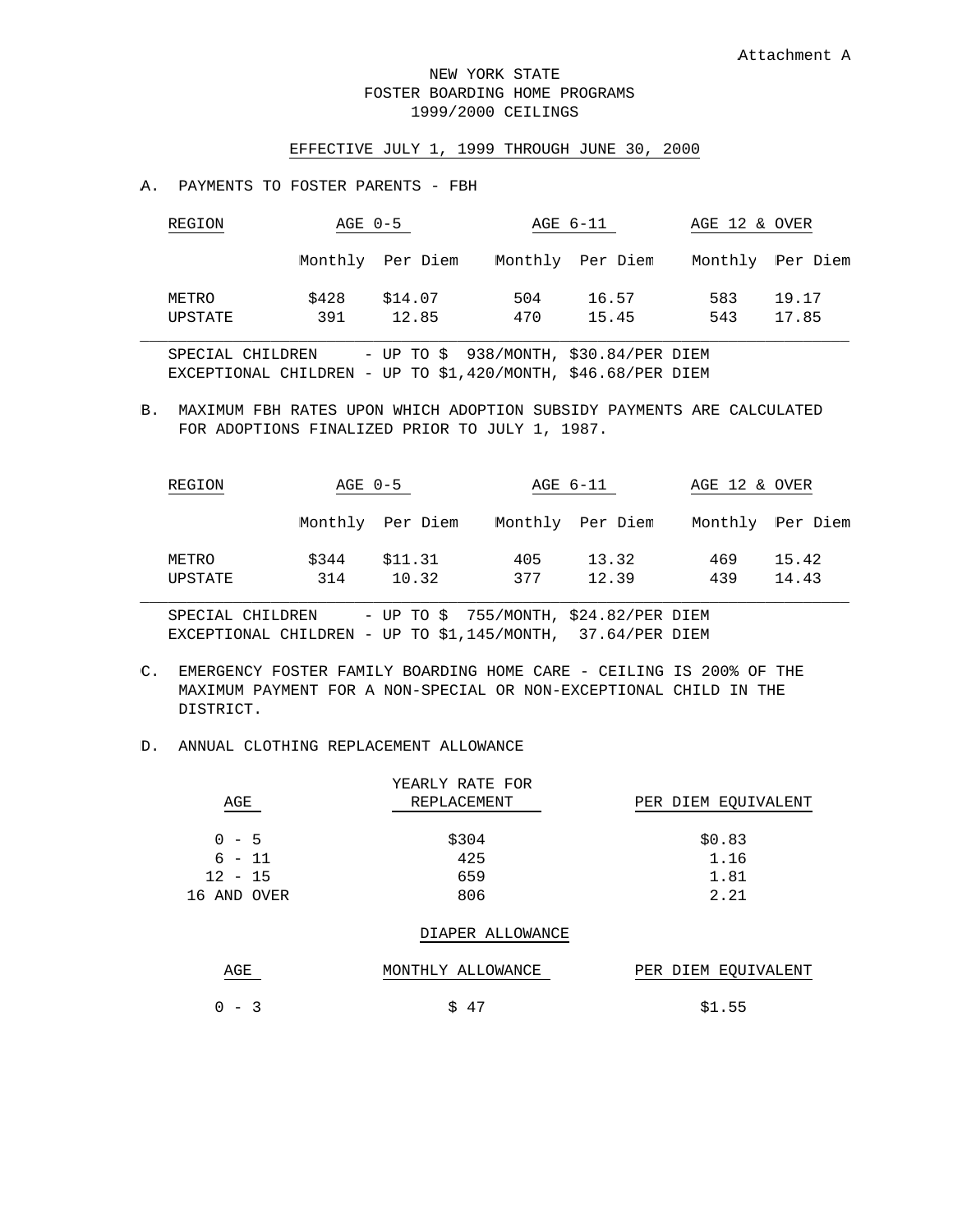Attachment A

NEW YORK STATE
FOSTER BOARDING HOME PROGRAMS
1999/2000 CEILINGS

EFFECTIVE JULY 1, 1999 THROUGH JUNE 30, 2000

A. PAYMENTS TO FOSTER PARENTS - FBH

| REGION | AGE 0-5 | | AGE 6-11 | | AGE 12 & OVER | |
|---|---|---|---|---|---|---|
| | Monthly | Per Diem | Monthly | Per Diem | Monthly | Per Diem |
| METRO | $428 | $14.07 | 504 | 16.57 | 583 | 19.17 |
| UPSTATE | 391 | 12.85 | 470 | 15.45 | 543 | 17.85 |

SPECIAL CHILDREN - UP TO $ 938/MONTH, $30.84/PER DIEM
EXCEPTIONAL CHILDREN - UP TO $1,420/MONTH, $46.68/PER DIEM

B. MAXIMUM FBH RATES UPON WHICH ADOPTION SUBSIDY PAYMENTS ARE CALCULATED FOR ADOPTIONS FINALIZED PRIOR TO JULY 1, 1987.

| REGION | AGE 0-5 | | AGE 6-11 | | AGE 12 & OVER | |
|---|---|---|---|---|---|---|
| | Monthly | Per Diem | Monthly | Per Diem | Monthly | Per Diem |
| METRO | $344 | $11.31 | 405 | 13.32 | 469 | 15.42 |
| UPSTATE | 314 | 10.32 | 377 | 12.39 | 439 | 14.43 |

SPECIAL CHILDREN - UP TO $ 755/MONTH, $24.82/PER DIEM
EXCEPTIONAL CHILDREN - UP TO $1,145/MONTH, 37.64/PER DIEM

C. EMERGENCY FOSTER FAMILY BOARDING HOME CARE - CEILING IS 200% OF THE MAXIMUM PAYMENT FOR A NON-SPECIAL OR NON-EXCEPTIONAL CHILD IN THE DISTRICT.

D. ANNUAL CLOTHING REPLACEMENT ALLOWANCE

| AGE | YEARLY RATE FOR REPLACEMENT | PER DIEM EQUIVALENT |
|---|---|---|
| 0 - 5 | $304 | $0.83 |
| 6 - 11 | 425 | 1.16 |
| 12 - 15 | 659 | 1.81 |
| 16 AND OVER | 806 | 2.21 |

DIAPER ALLOWANCE

| AGE | MONTHLY ALLOWANCE | PER DIEM EQUIVALENT |
|---|---|---|
| 0 - 3 | $ 47 | $1.55 |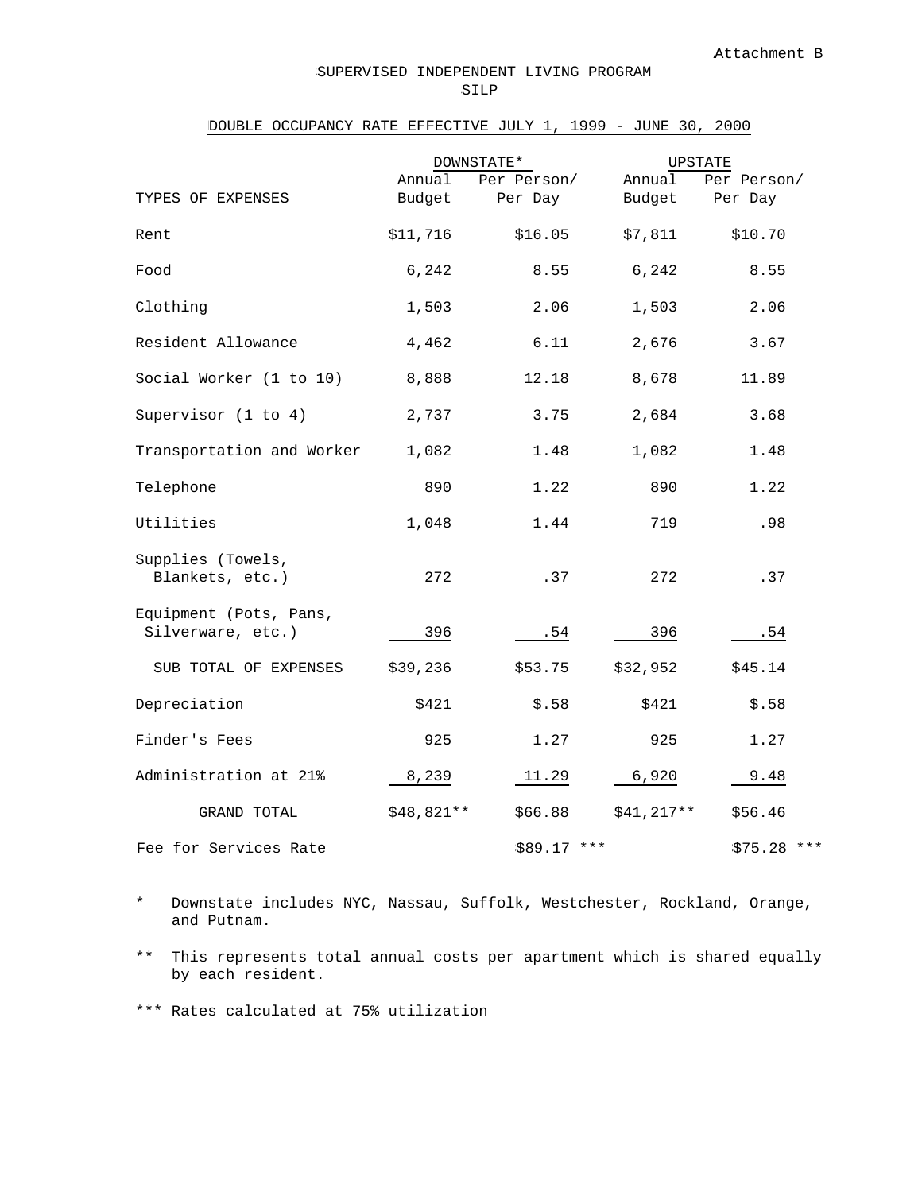Attachment B

# SUPERVISED INDEPENDENT LIVING PROGRAM
## SILP

### DOUBLE OCCUPANCY RATE EFFECTIVE JULY 1, 1999 - JUNE 30, 2000

| | DOWNSTATE* | | UPSTATE | |
|---|---|---|---|---|
| TYPES OF EXPENSES | Annual Budget | Per Person/ Per Day | Annual Budget | Per Person/ Per Day |
| Rent | $11,716 | $16.05 | $7,811 | $10.70 |
| Food | 6,242 | 8.55 | 6,242 | 8.55 |
| Clothing | 1,503 | 2.06 | 1,503 | 2.06 |
| Resident Allowance | 4,462 | 6.11 | 2,676 | 3.67 |
| Social Worker (1 to 10) | 8,888 | 12.18 | 8,678 | 11.89 |
| Supervisor (1 to 4) | 2,737 | 3.75 | 2,684 | 3.68 |
| Transportation and Worker | 1,082 | 1.48 | 1,082 | 1.48 |
| Telephone | 890 | 1.22 | 890 | 1.22 |
| Utilities | 1,048 | 1.44 | 719 | .98 |
| Supplies (Towels, Blankets, etc.) | 272 | .37 | 272 | .37 |
| Equipment (Pots, Pans, Silverware, etc.) | 396 | .54 | 396 | .54 |
| SUB TOTAL OF EXPENSES | $39,236 | $53.75 | $32,952 | $45.14 |
| Depreciation | $421 | $.58 | $421 | $.58 |
| Finder's Fees | 925 | 1.27 | 925 | 1.27 |
| Administration at 21% | 8,239 | 11.29 | 6,920 | 9.48 |
| GRAND TOTAL | $48,821** | $66.88 | $41,217** | $56.46 |
| Fee for Services Rate | | $89.17 *** | | $75.28 *** |

\* Downstate includes NYC, Nassau, Suffolk, Westchester, Rockland, Orange, and Putnam.

\*\* This represents total annual costs per apartment which is shared equally by each resident.

\*\*\* Rates calculated at 75% utilization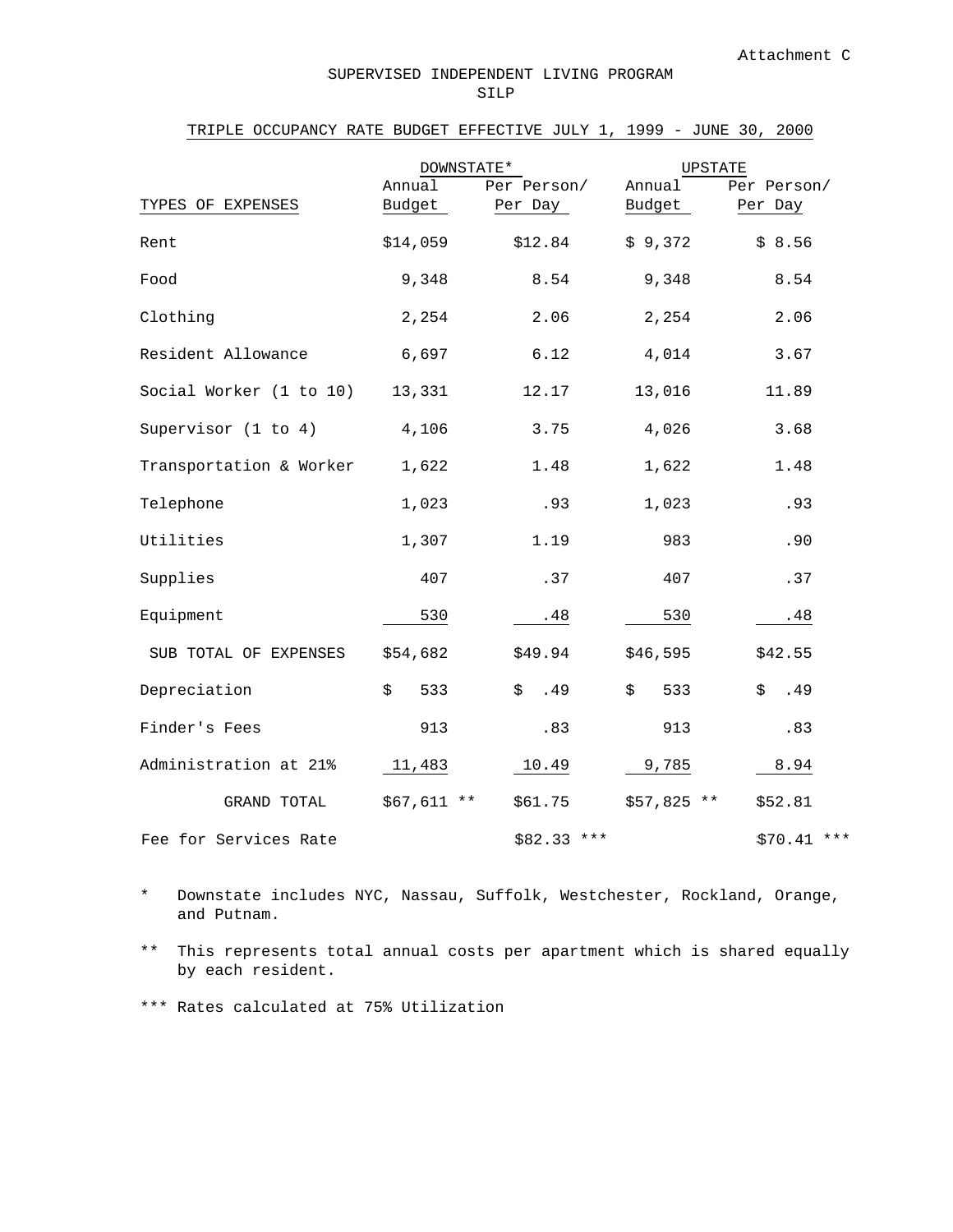Attachment C

# SUPERVISED INDEPENDENT LIVING PROGRAM
## SILP

**TRIPLE OCCUPANCY RATE BUDGET EFFECTIVE JULY 1, 1999 - JUNE 30, 2000**

| | DOWNSTATE* | | UPSTATE | |
|---|---|---|---|---|
| TYPES OF EXPENSES | Annual Budget | Per Person/ Per Day | Annual Budget | Per Person/ Per Day |
| Rent | $14,059 | $12.84 | $ 9,372 | $ 8.56 |
| Food | 9,348 | 8.54 | 9,348 | 8.54 |
| Clothing | 2,254 | 2.06 | 2,254 | 2.06 |
| Resident Allowance | 6,697 | 6.12 | 4,014 | 3.67 |
| Social Worker (1 to 10) | 13,331 | 12.17 | 13,016 | 11.89 |
| Supervisor (1 to 4) | 4,106 | 3.75 | 4,026 | 3.68 |
| Transportation & Worker | 1,622 | 1.48 | 1,622 | 1.48 |
| Telephone | 1,023 | .93 | 1,023 | .93 |
| Utilities | 1,307 | 1.19 | 983 | .90 |
| Supplies | 407 | .37 | 407 | .37 |
| Equipment | 530 | .48 | 530 | .48 |
| SUB TOTAL OF EXPENSES | $54,682 | $49.94 | $46,595 | $42.55 |
| Depreciation | $ 533 | $ .49 | $ 533 | $ .49 |
| Finder's Fees | 913 | .83 | 913 | .83 |
| Administration at 21% | 11,483 | 10.49 | 9,785 | 8.94 |
| GRAND TOTAL | $67,611 ** | $61.75 | $57,825 ** | $52.81 |
| Fee for Services Rate | | $82.33 *** | | $70.41 *** |

\* Downstate includes NYC, Nassau, Suffolk, Westchester, Rockland, Orange, and Putnam.

** This represents total annual costs per apartment which is shared equally by each resident.

*** Rates calculated at 75% Utilization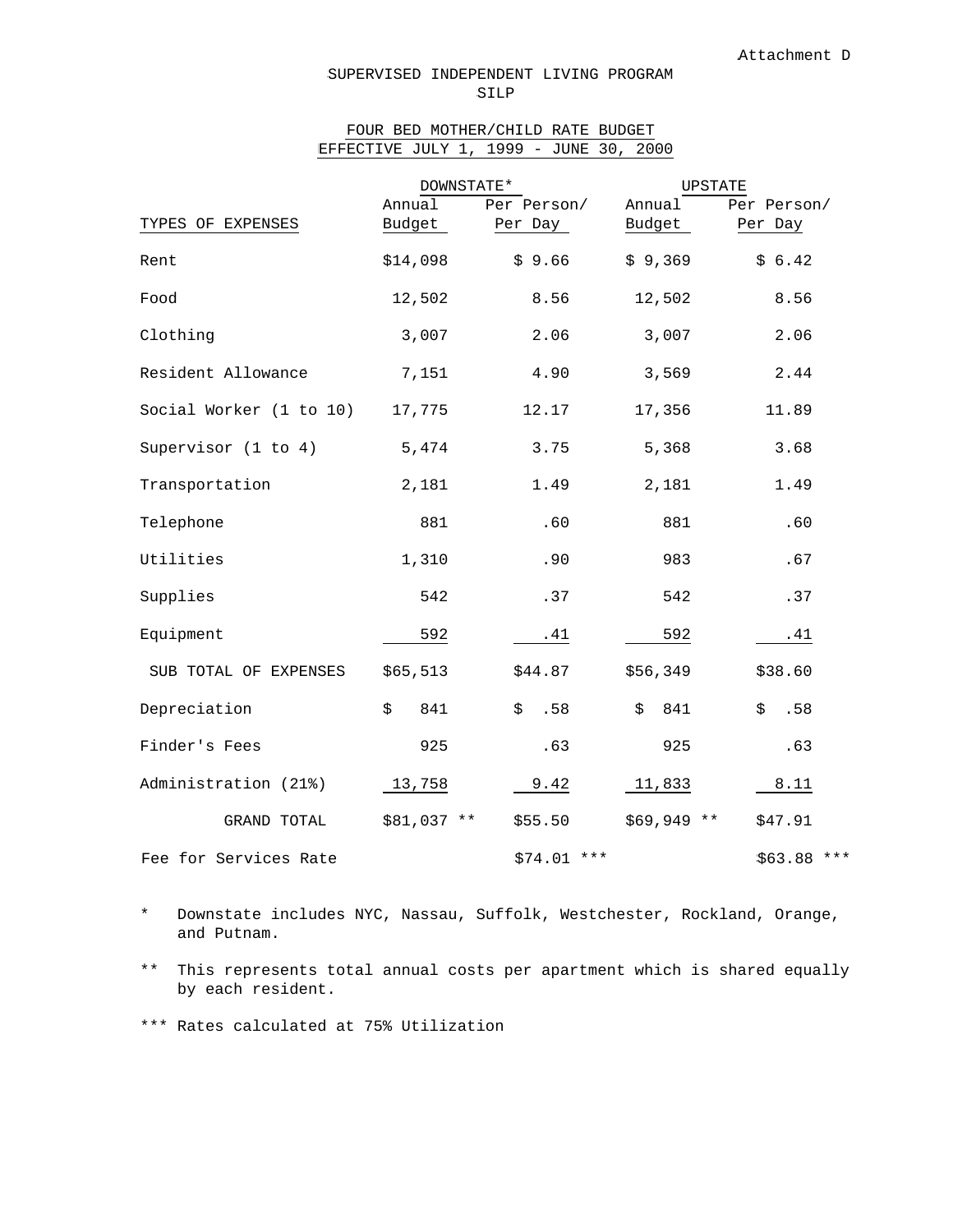Attachment D

# SUPERVISED INDEPENDENT LIVING PROGRAM
## SILP

### FOUR BED MOTHER/CHILD RATE BUDGET
### EFFECTIVE JULY 1, 1999 - JUNE 30, 2000

| | DOWNSTATE* | | UPSTATE | |
|---|---|---|---|---|
| TYPES OF EXPENSES | Annual Budget | Per Person/ Per Day | Annual Budget | Per Person/ Per Day |
| Rent | $14,098 | $ 9.66 | $ 9,369 | $ 6.42 |
| Food | 12,502 | 8.56 | 12,502 | 8.56 |
| Clothing | 3,007 | 2.06 | 3,007 | 2.06 |
| Resident Allowance | 7,151 | 4.90 | 3,569 | 2.44 |
| Social Worker (1 to 10) | 17,775 | 12.17 | 17,356 | 11.89 |
| Supervisor (1 to 4) | 5,474 | 3.75 | 5,368 | 3.68 |
| Transportation | 2,181 | 1.49 | 2,181 | 1.49 |
| Telephone | 881 | .60 | 881 | .60 |
| Utilities | 1,310 | .90 | 983 | .67 |
| Supplies | 542 | .37 | 542 | .37 |
| Equipment | 592 | .41 | 592 | .41 |
| SUB TOTAL OF EXPENSES | $65,513 | $44.87 | $56,349 | $38.60 |
| Depreciation | $ 841 | $ .58 | $ 841 | $ .58 |
| Finder's Fees | 925 | .63 | 925 | .63 |
| Administration (21%) | 13,758 | 9.42 | 11,833 | 8.11 |
| GRAND TOTAL | $81,037 ** | $55.50 | $69,949 ** | $47.91 |
| Fee for Services Rate | | $74.01 *** | | $63.88 *** |

\* Downstate includes NYC, Nassau, Suffolk, Westchester, Rockland, Orange, and Putnam.

\*\* This represents total annual costs per apartment which is shared equally by each resident.

\*\*\* Rates calculated at 75% Utilization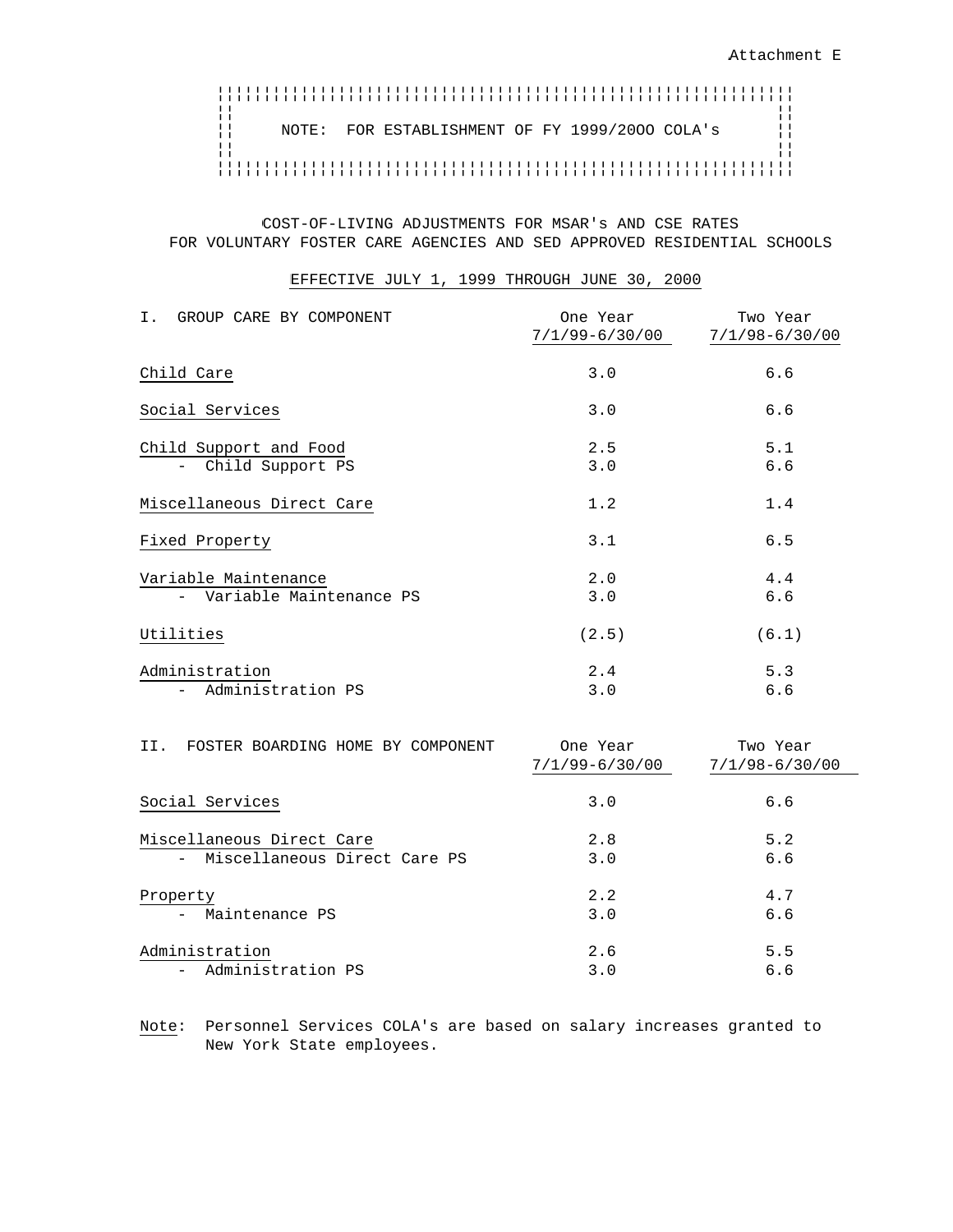Attachment E

**NOTE: FOR ESTABLISHMENT OF FY 1999/2000 COLA's**

## COST-OF-LIVING ADJUSTMENTS FOR MSAR's AND CSE RATES FOR VOLUNTARY FOSTER CARE AGENCIES AND SED APPROVED RESIDENTIAL SCHOOLS

EFFECTIVE JULY 1, 1999 THROUGH JUNE 30, 2000

| I. GROUP CARE BY COMPONENT | One Year 7/1/99-6/30/00 | Two Year 7/1/98-6/30/00 |
|---|---|---|
| Child Care | 3.0 | 6.6 |
| Social Services | 3.0 | 6.6 |
| Child Support and Food | 2.5 | 5.1 |
| - Child Support PS | 3.0 | 6.6 |
| Miscellaneous Direct Care | 1.2 | 1.4 |
| Fixed Property | 3.1 | 6.5 |
| Variable Maintenance | 2.0 | 4.4 |
| - Variable Maintenance PS | 3.0 | 6.6 |
| Utilities | (2.5) | (6.1) |
| Administration | 2.4 | 5.3 |
| - Administration PS | 3.0 | 6.6 |

| II. FOSTER BOARDING HOME BY COMPONENT | One Year 7/1/99-6/30/00 | Two Year 7/1/98-6/30/00 |
|---|---|---|
| Social Services | 3.0 | 6.6 |
| Miscellaneous Direct Care | 2.8 | 5.2 |
| - Miscellaneous Direct Care PS | 3.0 | 6.6 |
| Property | 2.2 | 4.7 |
| - Maintenance PS | 3.0 | 6.6 |
| Administration | 2.6 | 5.5 |
| - Administration PS | 3.0 | 6.6 |

Note: Personnel Services COLA's are based on salary increases granted to New York State employees.